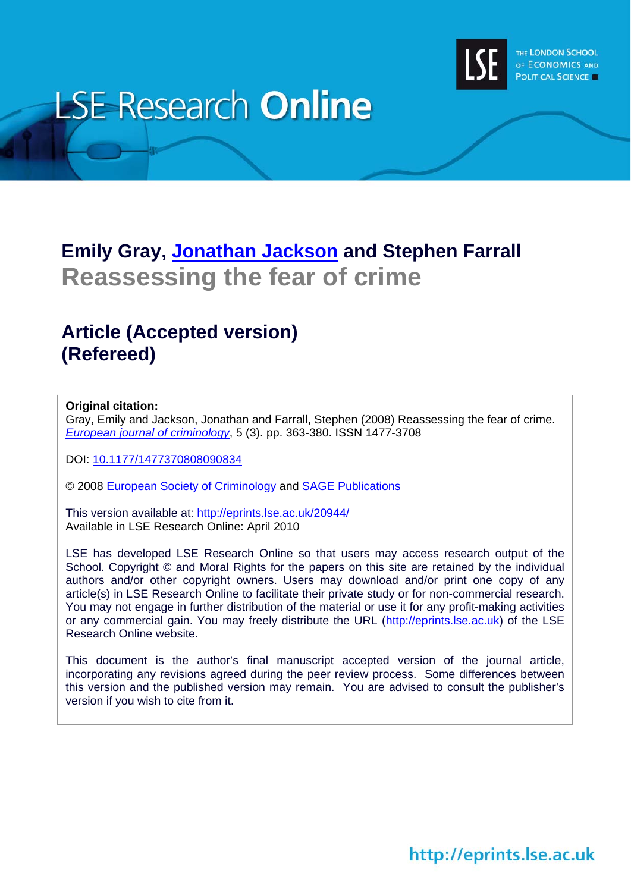LSE Research **Online**

THE LONDON SCHOOL OF ECONOMICS AND POLITICAL SCIENCE

## Emily Gray, Jonathan Jackson and Stephen Farrall

# Reassessing the fear of crime

## Article (Accepted version) (Refereed)

**Original citation:**
Gray, Emily and Jackson, Jonathan and Farrall, Stephen (2008) Reassessing the fear of crime. *European journal of criminology*, 5 (3). pp. 363-380. ISSN 1477-3708

DOI: 10.1177/1477370808090834

© 2008 European Society of Criminology and SAGE Publications

This version available at: http://eprints.lse.ac.uk/20944/
Available in LSE Research Online: April 2010

LSE has developed LSE Research Online so that users may access research output of the School. Copyright © and Moral Rights for the papers on this site are retained by the individual authors and/or other copyright owners. Users may download and/or print one copy of any article(s) in LSE Research Online to facilitate their private study or for non-commercial research. You may not engage in further distribution of the material or use it for any profit-making activities or any commercial gain. You may freely distribute the URL (http://eprints.lse.ac.uk) of the LSE Research Online website.

This document is the author's final manuscript accepted version of the journal article, incorporating any revisions agreed during the peer review process. Some differences between this version and the published version may remain. You are advised to consult the publisher's version if you wish to cite from it.

http://eprints.lse.ac.uk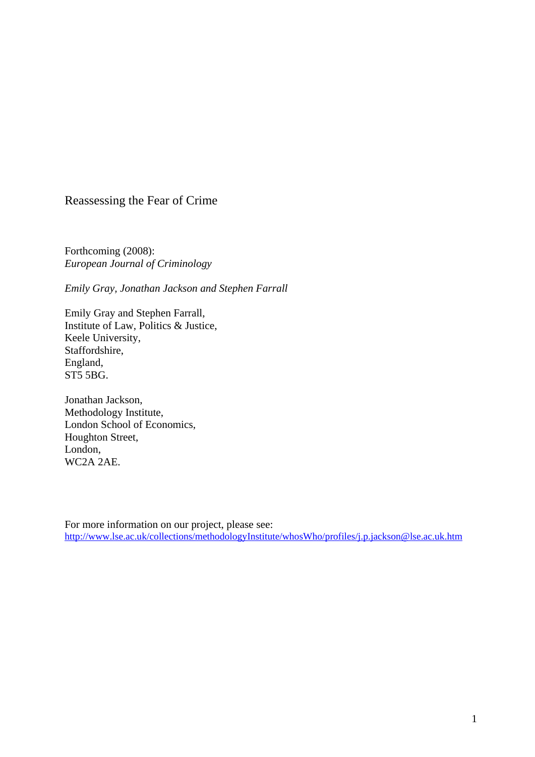# Reassessing the Fear of Crime

Forthcoming (2008):
*European Journal of Criminology*

*Emily Gray, Jonathan Jackson and Stephen Farrall*

Emily Gray and Stephen Farrall,
Institute of Law, Politics & Justice,
Keele University,
Staffordshire,
England,
ST5 5BG.

Jonathan Jackson,
Methodology Institute,
London School of Economics,
Houghton Street,
London,
WC2A 2AE.

For more information on our project, please see:
http://www.lse.ac.uk/collections/methodologyInstitute/whosWho/profiles/j.p.jackson@lse.ac.uk.htm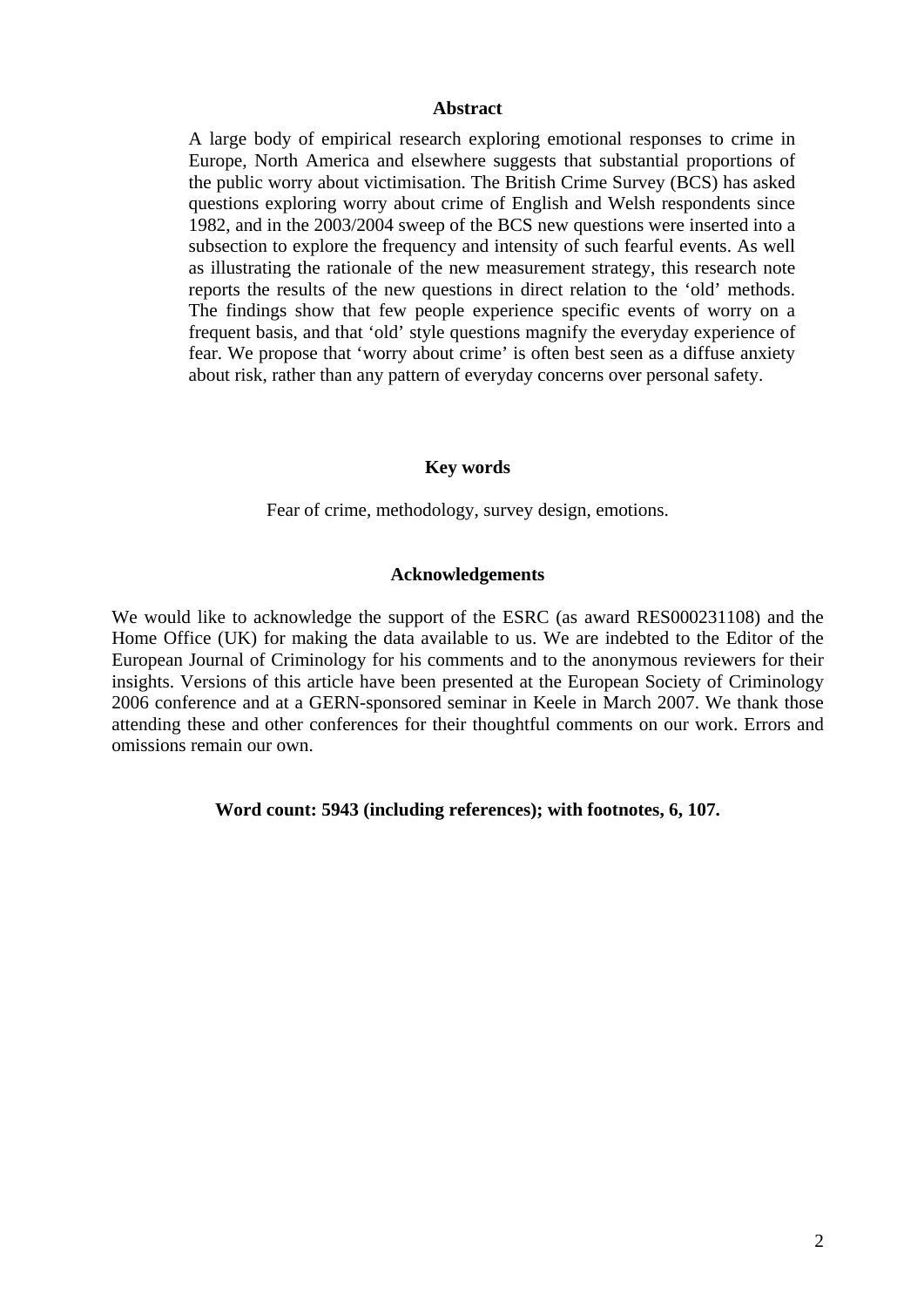### Abstract

A large body of empirical research exploring emotional responses to crime in Europe, North America and elsewhere suggests that substantial proportions of the public worry about victimisation. The British Crime Survey (BCS) has asked questions exploring worry about crime of English and Welsh respondents since 1982, and in the 2003/2004 sweep of the BCS new questions were inserted into a subsection to explore the frequency and intensity of such fearful events. As well as illustrating the rationale of the new measurement strategy, this research note reports the results of the new questions in direct relation to the 'old' methods. The findings show that few people experience specific events of worry on a frequent basis, and that 'old' style questions magnify the everyday experience of fear. We propose that 'worry about crime' is often best seen as a diffuse anxiety about risk, rather than any pattern of everyday concerns over personal safety.

### Key words

Fear of crime, methodology, survey design, emotions.

### Acknowledgements

We would like to acknowledge the support of the ESRC (as award RES000231108) and the Home Office (UK) for making the data available to us. We are indebted to the Editor of the European Journal of Criminology for his comments and to the anonymous reviewers for their insights. Versions of this article have been presented at the European Society of Criminology 2006 conference and at a GERN-sponsored seminar in Keele in March 2007. We thank those attending these and other conferences for their thoughtful comments on our work. Errors and omissions remain our own.

**Word count: 5943 (including references); with footnotes, 6, 107.**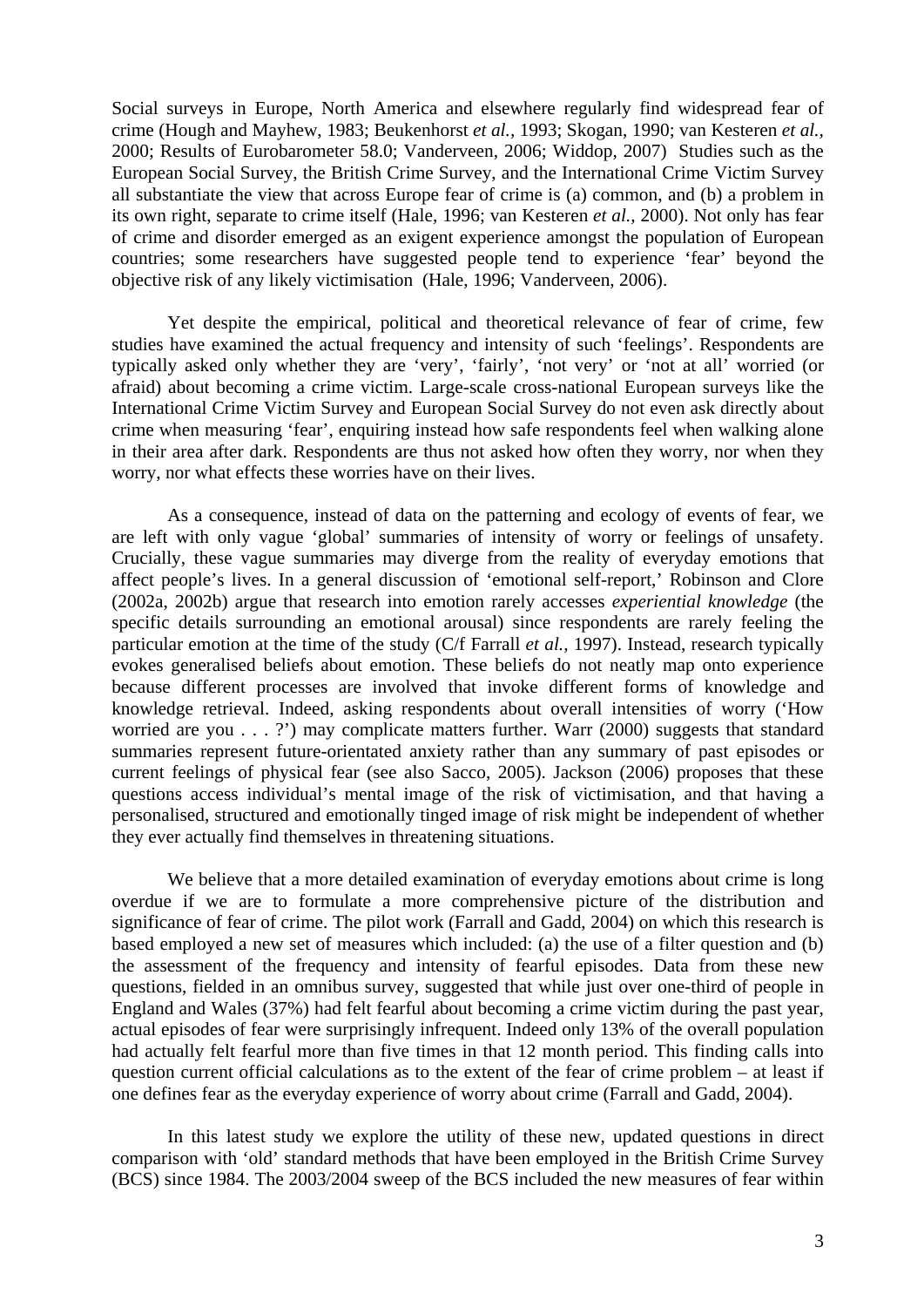Social surveys in Europe, North America and elsewhere regularly find widespread fear of crime (Hough and Mayhew, 1983; Beukenhorst *et al.,* 1993; Skogan, 1990; van Kesteren *et al.,* 2000; Results of Eurobarometer 58.0; Vanderveen, 2006; Widdop, 2007) Studies such as the European Social Survey, the British Crime Survey, and the International Crime Victim Survey all substantiate the view that across Europe fear of crime is (a) common, and (b) a problem in its own right, separate to crime itself (Hale, 1996; van Kesteren *et al.,* 2000). Not only has fear of crime and disorder emerged as an exigent experience amongst the population of European countries; some researchers have suggested people tend to experience 'fear' beyond the objective risk of any likely victimisation (Hale, 1996; Vanderveen, 2006).

Yet despite the empirical, political and theoretical relevance of fear of crime, few studies have examined the actual frequency and intensity of such 'feelings'. Respondents are typically asked only whether they are 'very', 'fairly', 'not very' or 'not at all' worried (or afraid) about becoming a crime victim. Large-scale cross-national European surveys like the International Crime Victim Survey and European Social Survey do not even ask directly about crime when measuring 'fear', enquiring instead how safe respondents feel when walking alone in their area after dark. Respondents are thus not asked how often they worry, nor when they worry, nor what effects these worries have on their lives.

As a consequence, instead of data on the patterning and ecology of events of fear, we are left with only vague 'global' summaries of intensity of worry or feelings of unsafety. Crucially, these vague summaries may diverge from the reality of everyday emotions that affect people's lives. In a general discussion of 'emotional self-report,' Robinson and Clore (2002a, 2002b) argue that research into emotion rarely accesses *experiential knowledge* (the specific details surrounding an emotional arousal) since respondents are rarely feeling the particular emotion at the time of the study (C/f Farrall *et al.,* 1997). Instead, research typically evokes generalised beliefs about emotion. These beliefs do not neatly map onto experience because different processes are involved that invoke different forms of knowledge and knowledge retrieval. Indeed, asking respondents about overall intensities of worry ('How worried are you . . . ?') may complicate matters further. Warr (2000) suggests that standard summaries represent future-orientated anxiety rather than any summary of past episodes or current feelings of physical fear (see also Sacco, 2005). Jackson (2006) proposes that these questions access individual's mental image of the risk of victimisation, and that having a personalised, structured and emotionally tinged image of risk might be independent of whether they ever actually find themselves in threatening situations.

We believe that a more detailed examination of everyday emotions about crime is long overdue if we are to formulate a more comprehensive picture of the distribution and significance of fear of crime. The pilot work (Farrall and Gadd, 2004) on which this research is based employed a new set of measures which included: (a) the use of a filter question and (b) the assessment of the frequency and intensity of fearful episodes. Data from these new questions, fielded in an omnibus survey, suggested that while just over one-third of people in England and Wales (37%) had felt fearful about becoming a crime victim during the past year, actual episodes of fear were surprisingly infrequent. Indeed only 13% of the overall population had actually felt fearful more than five times in that 12 month period. This finding calls into question current official calculations as to the extent of the fear of crime problem – at least if one defines fear as the everyday experience of worry about crime (Farrall and Gadd, 2004).

In this latest study we explore the utility of these new, updated questions in direct comparison with 'old' standard methods that have been employed in the British Crime Survey (BCS) since 1984. The 2003/2004 sweep of the BCS included the new measures of fear within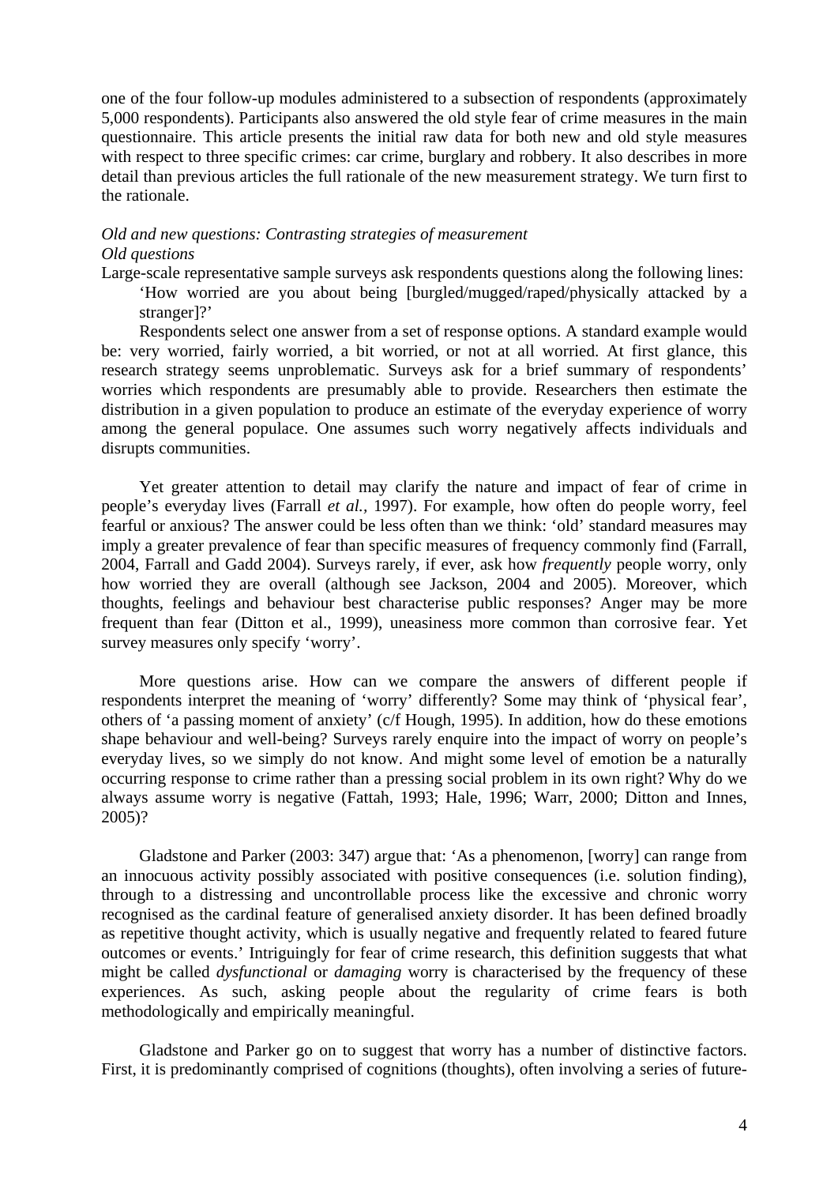one of the four follow-up modules administered to a subsection of respondents (approximately 5,000 respondents). Participants also answered the old style fear of crime measures in the main questionnaire. This article presents the initial raw data for both new and old style measures with respect to three specific crimes: car crime, burglary and robbery. It also describes in more detail than previous articles the full rationale of the new measurement strategy. We turn first to the rationale.

*Old and new questions: Contrasting strategies of measurement*

*Old questions*

Large-scale representative sample surveys ask respondents questions along the following lines:

> 'How worried are you about being [burgled/mugged/raped/physically attacked by a stranger]?'

Respondents select one answer from a set of response options. A standard example would be: very worried, fairly worried, a bit worried, or not at all worried. At first glance, this research strategy seems unproblematic. Surveys ask for a brief summary of respondents' worries which respondents are presumably able to provide. Researchers then estimate the distribution in a given population to produce an estimate of the everyday experience of worry among the general populace. One assumes such worry negatively affects individuals and disrupts communities.

Yet greater attention to detail may clarify the nature and impact of fear of crime in people's everyday lives (Farrall *et al.,* 1997). For example, how often do people worry, feel fearful or anxious? The answer could be less often than we think: 'old' standard measures may imply a greater prevalence of fear than specific measures of frequency commonly find (Farrall, 2004, Farrall and Gadd 2004). Surveys rarely, if ever, ask how *frequently* people worry, only how worried they are overall (although see Jackson, 2004 and 2005). Moreover, which thoughts, feelings and behaviour best characterise public responses? Anger may be more frequent than fear (Ditton et al., 1999), uneasiness more common than corrosive fear. Yet survey measures only specify 'worry'.

More questions arise. How can we compare the answers of different people if respondents interpret the meaning of 'worry' differently? Some may think of 'physical fear', others of 'a passing moment of anxiety' (c/f Hough, 1995). In addition, how do these emotions shape behaviour and well-being? Surveys rarely enquire into the impact of worry on people's everyday lives, so we simply do not know. And might some level of emotion be a naturally occurring response to crime rather than a pressing social problem in its own right? Why do we always assume worry is negative (Fattah, 1993; Hale, 1996; Warr, 2000; Ditton and Innes, 2005)?

Gladstone and Parker (2003: 347) argue that: 'As a phenomenon, [worry] can range from an innocuous activity possibly associated with positive consequences (i.e. solution finding), through to a distressing and uncontrollable process like the excessive and chronic worry recognised as the cardinal feature of generalised anxiety disorder. It has been defined broadly as repetitive thought activity, which is usually negative and frequently related to feared future outcomes or events.' Intriguingly for fear of crime research, this definition suggests that what might be called *dysfunctional* or *damaging* worry is characterised by the frequency of these experiences. As such, asking people about the regularity of crime fears is both methodologically and empirically meaningful.

Gladstone and Parker go on to suggest that worry has a number of distinctive factors. First, it is predominantly comprised of cognitions (thoughts), often involving a series of future-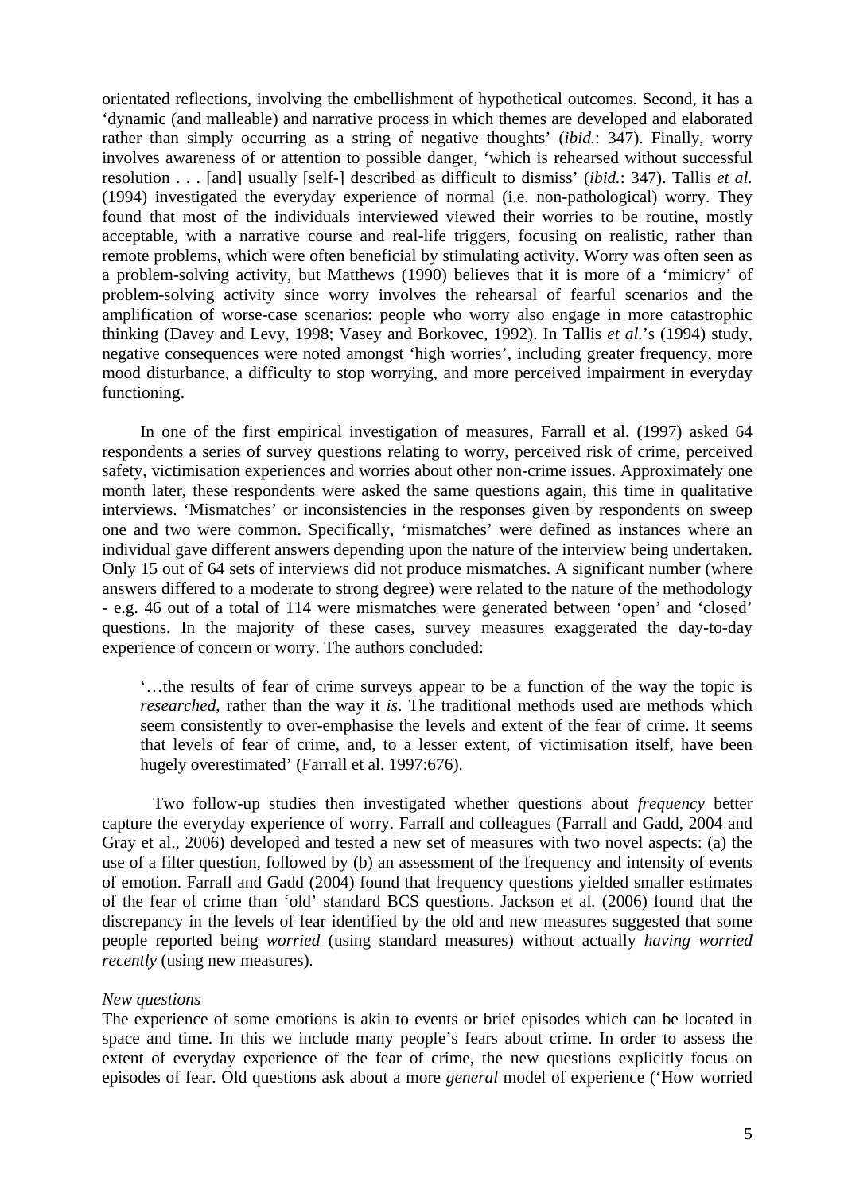orientated reflections, involving the embellishment of hypothetical outcomes. Second, it has a 'dynamic (and malleable) and narrative process in which themes are developed and elaborated rather than simply occurring as a string of negative thoughts' (*ibid.*: 347). Finally, worry involves awareness of or attention to possible danger, 'which is rehearsed without successful resolution . . . [and] usually [self-] described as difficult to dismiss' (*ibid.*: 347). Tallis *et al.* (1994) investigated the everyday experience of normal (i.e. non-pathological) worry. They found that most of the individuals interviewed viewed their worries to be routine, mostly acceptable, with a narrative course and real-life triggers, focusing on realistic, rather than remote problems, which were often beneficial by stimulating activity. Worry was often seen as a problem-solving activity, but Matthews (1990) believes that it is more of a 'mimicry' of problem-solving activity since worry involves the rehearsal of fearful scenarios and the amplification of worse-case scenarios: people who worry also engage in more catastrophic thinking (Davey and Levy, 1998; Vasey and Borkovec, 1992). In Tallis *et al.*'s (1994) study, negative consequences were noted amongst 'high worries', including greater frequency, more mood disturbance, a difficulty to stop worrying, and more perceived impairment in everyday functioning.

In one of the first empirical investigation of measures, Farrall et al. (1997) asked 64 respondents a series of survey questions relating to worry, perceived risk of crime, perceived safety, victimisation experiences and worries about other non-crime issues. Approximately one month later, these respondents were asked the same questions again, this time in qualitative interviews. 'Mismatches' or inconsistencies in the responses given by respondents on sweep one and two were common. Specifically, 'mismatches' were defined as instances where an individual gave different answers depending upon the nature of the interview being undertaken. Only 15 out of 64 sets of interviews did not produce mismatches. A significant number (where answers differed to a moderate to strong degree) were related to the nature of the methodology - e.g. 46 out of a total of 114 were mismatches were generated between 'open' and 'closed' questions. In the majority of these cases, survey measures exaggerated the day-to-day experience of concern or worry. The authors concluded:

> '…the results of fear of crime surveys appear to be a function of the way the topic is *researched*, rather than the way it *is*. The traditional methods used are methods which seem consistently to over-emphasise the levels and extent of the fear of crime. It seems that levels of fear of crime, and, to a lesser extent, of victimisation itself, have been hugely overestimated' (Farrall et al. 1997:676).

Two follow-up studies then investigated whether questions about *frequency* better capture the everyday experience of worry. Farrall and colleagues (Farrall and Gadd, 2004 and Gray et al., 2006) developed and tested a new set of measures with two novel aspects: (a) the use of a filter question, followed by (b) an assessment of the frequency and intensity of events of emotion. Farrall and Gadd (2004) found that frequency questions yielded smaller estimates of the fear of crime than 'old' standard BCS questions. Jackson et al. (2006) found that the discrepancy in the levels of fear identified by the old and new measures suggested that some people reported being *worried* (using standard measures) without actually *having worried recently* (using new measures).

*New questions*

The experience of some emotions is akin to events or brief episodes which can be located in space and time. In this we include many people's fears about crime. In order to assess the extent of everyday experience of the fear of crime, the new questions explicitly focus on episodes of fear. Old questions ask about a more *general* model of experience ('How worried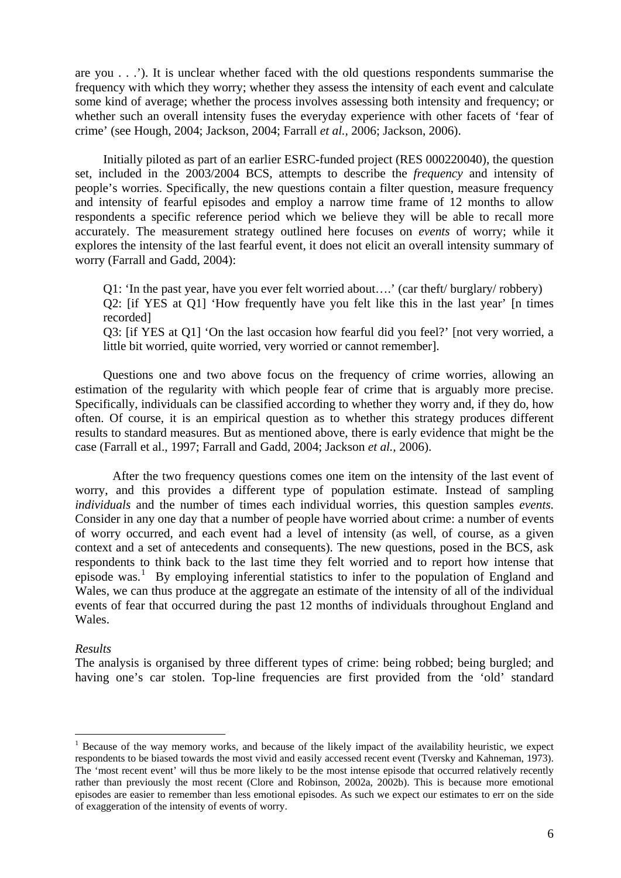are you . . .'). It is unclear whether faced with the old questions respondents summarise the frequency with which they worry; whether they assess the intensity of each event and calculate some kind of average; whether the process involves assessing both intensity and frequency; or whether such an overall intensity fuses the everyday experience with other facets of 'fear of crime' (see Hough, 2004; Jackson, 2004; Farrall *et al.,* 2006; Jackson, 2006).

Initially piloted as part of an earlier ESRC-funded project (RES 000220040), the question set, included in the 2003/2004 BCS, attempts to describe the *frequency* and intensity of people's worries. Specifically, the new questions contain a filter question, measure frequency and intensity of fearful episodes and employ a narrow time frame of 12 months to allow respondents a specific reference period which we believe they will be able to recall more accurately. The measurement strategy outlined here focuses on *events* of worry; while it explores the intensity of the last fearful event, it does not elicit an overall intensity summary of worry (Farrall and Gadd, 2004):

> Q1: 'In the past year, have you ever felt worried about….' (car theft/ burglary/ robbery)
> Q2: [if YES at Q1] 'How frequently have you felt like this in the last year' [n times recorded]
> Q3: [if YES at Q1] 'On the last occasion how fearful did you feel?' [not very worried, a little bit worried, quite worried, very worried or cannot remember].

Questions one and two above focus on the frequency of crime worries, allowing an estimation of the regularity with which people fear of crime that is arguably more precise. Specifically, individuals can be classified according to whether they worry and, if they do, how often. Of course, it is an empirical question as to whether this strategy produces different results to standard measures. But as mentioned above, there is early evidence that might be the case (Farrall et al., 1997; Farrall and Gadd, 2004; Jackson *et al.,* 2006).

After the two frequency questions comes one item on the intensity of the last event of worry, and this provides a different type of population estimate. Instead of sampling *individuals* and the number of times each individual worries, this question samples *events.* Consider in any one day that a number of people have worried about crime: a number of events of worry occurred, and each event had a level of intensity (as well, of course, as a given context and a set of antecedents and consequents). The new questions, posed in the BCS, ask respondents to think back to the last time they felt worried and to report how intense that episode was.[1] By employing inferential statistics to infer to the population of England and Wales, we can thus produce at the aggregate an estimate of the intensity of all of the individual events of fear that occurred during the past 12 months of individuals throughout England and Wales.

*Results*

The analysis is organised by three different types of crime: being robbed; being burgled; and having one's car stolen. Top-line frequencies are first provided from the 'old' standard

---

[1] Because of the way memory works, and because of the likely impact of the availability heuristic, we expect respondents to be biased towards the most vivid and easily accessed recent event (Tversky and Kahneman, 1973). The 'most recent event' will thus be more likely to be the most intense episode that occurred relatively recently rather than previously the most recent (Clore and Robinson, 2002a, 2002b). This is because more emotional episodes are easier to remember than less emotional episodes. As such we expect our estimates to err on the side of exaggeration of the intensity of events of worry.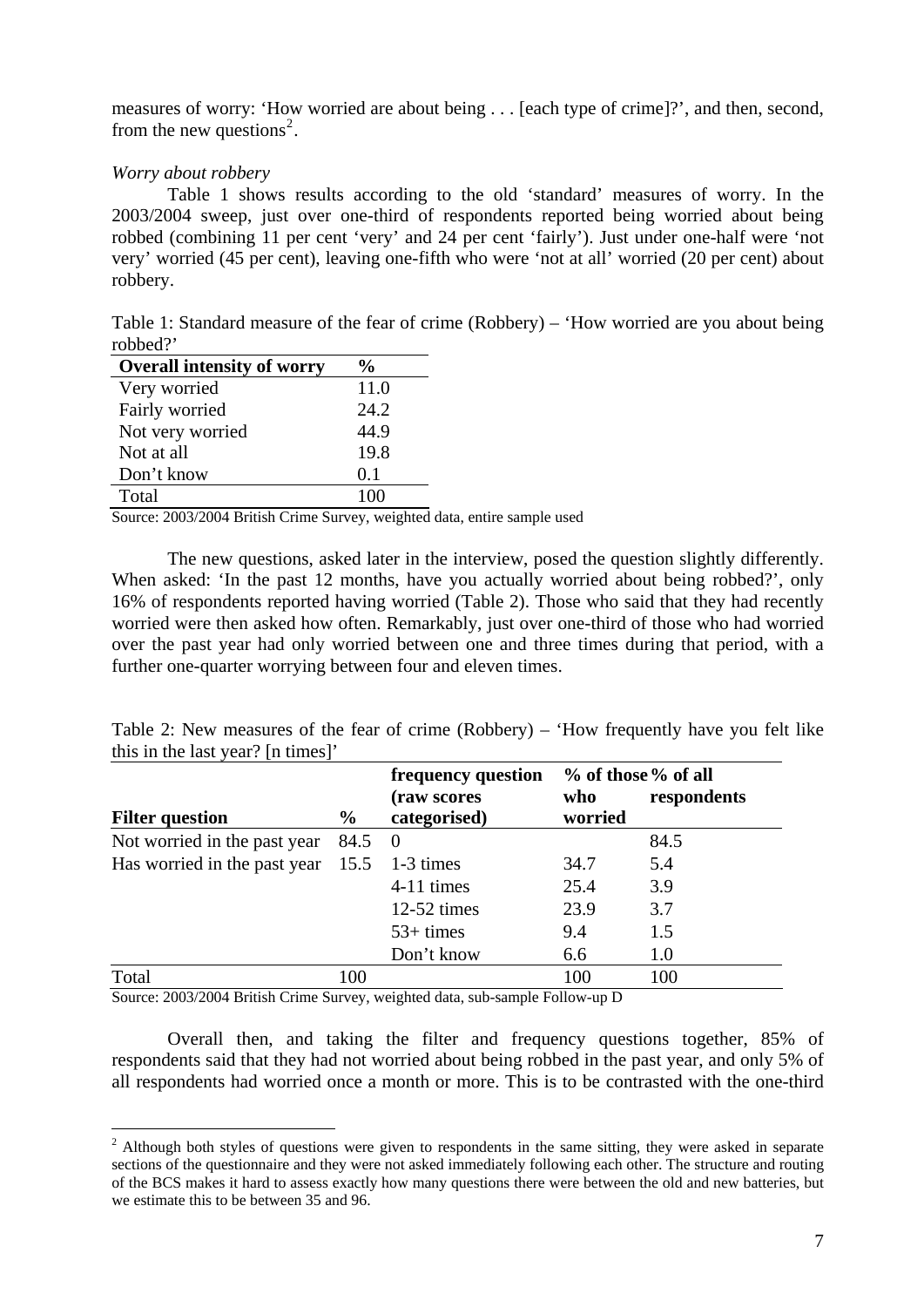measures of worry: 'How worried are about being . . . [each type of crime]?', and then, second, from the new questions[2].

*Worry about robbery*

Table 1 shows results according to the old 'standard' measures of worry. In the 2003/2004 sweep, just over one-third of respondents reported being worried about being robbed (combining 11 per cent 'very' and 24 per cent 'fairly'). Just under one-half were 'not very' worried (45 per cent), leaving one-fifth who were 'not at all' worried (20 per cent) about robbery.

Table 1: Standard measure of the fear of crime (Robbery) – 'How worried are you about being robbed?'

| **Overall intensity of worry** | **%** |
|---|---|
| Very worried | 11.0 |
| Fairly worried | 24.2 |
| Not very worried | 44.9 |
| Not at all | 19.8 |
| Don't know | 0.1 |
| Total | 100 |

Source: 2003/2004 British Crime Survey, weighted data, entire sample used

The new questions, asked later in the interview, posed the question slightly differently. When asked: 'In the past 12 months, have you actually worried about being robbed?', only 16% of respondents reported having worried (Table 2). Those who said that they had recently worried were then asked how often. Remarkably, just over one-third of those who had worried over the past year had only worried between one and three times during that period, with a further one-quarter worrying between four and eleven times.

Table 2: New measures of the fear of crime (Robbery) – 'How frequently have you felt like this in the last year? [n times]'

| **Filter question** | **%** | **frequency question (raw scores categorised)** | **% of those who worried** | **% of all respondents** |
|---|---|---|---|---|
| Not worried in the past year | 84.5 | 0 | | 84.5 |
| Has worried in the past year | 15.5 | 1-3 times | 34.7 | 5.4 |
| | | 4-11 times | 25.4 | 3.9 |
| | | 12-52 times | 23.9 | 3.7 |
| | | 53+ times | 9.4 | 1.5 |
| | | Don't know | 6.6 | 1.0 |
| Total | 100 | | 100 | 100 |

Source: 2003/2004 British Crime Survey, weighted data, sub-sample Follow-up D

Overall then, and taking the filter and frequency questions together, 85% of respondents said that they had not worried about being robbed in the past year, and only 5% of all respondents had worried once a month or more. This is to be contrasted with the one-third

[2] Although both styles of questions were given to respondents in the same sitting, they were asked in separate sections of the questionnaire and they were not asked immediately following each other. The structure and routing of the BCS makes it hard to assess exactly how many questions there were between the old and new batteries, but we estimate this to be between 35 and 96.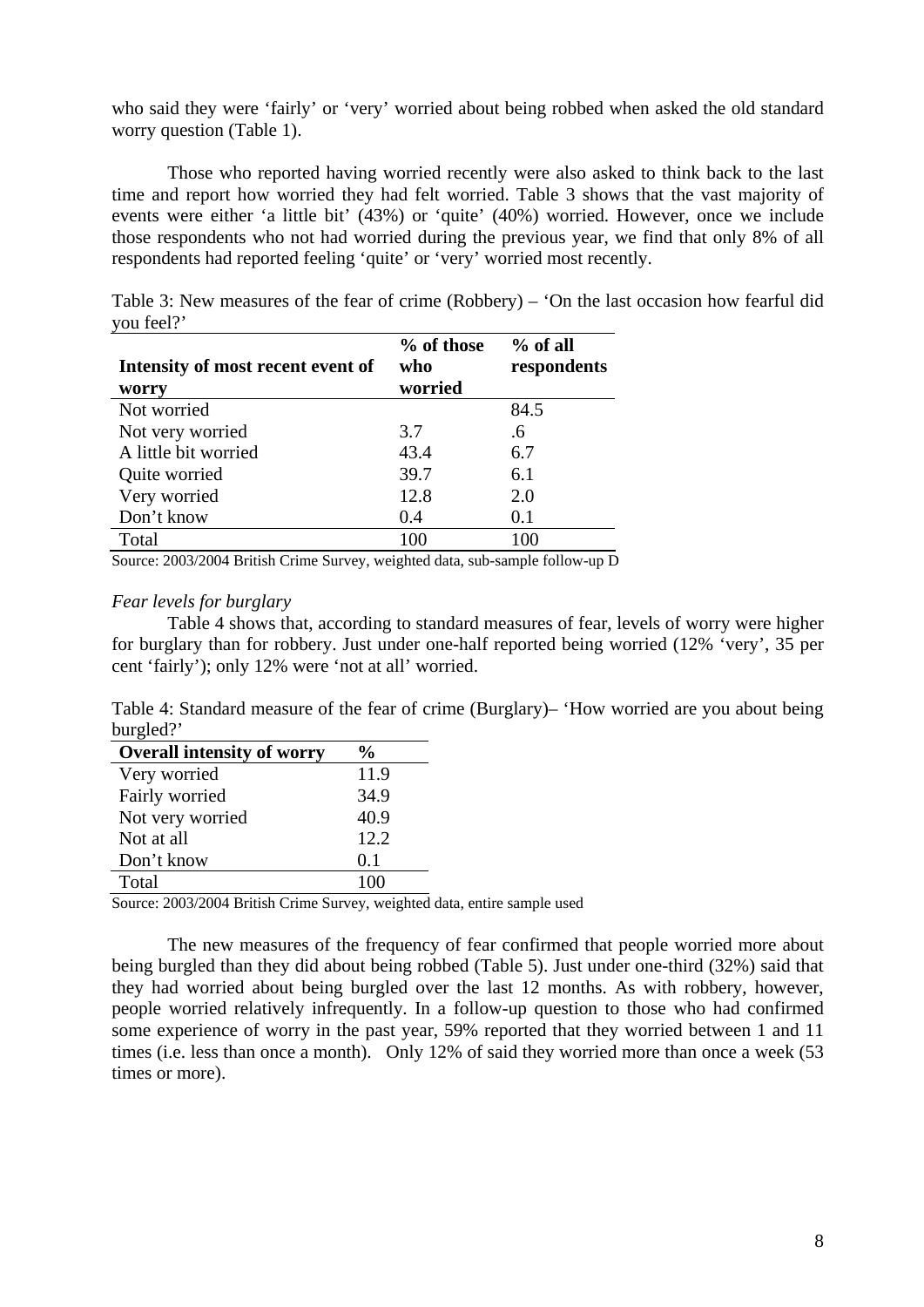who said they were 'fairly' or 'very' worried about being robbed when asked the old standard worry question (Table 1).

Those who reported having worried recently were also asked to think back to the last time and report how worried they had felt worried. Table 3 shows that the vast majority of events were either 'a little bit' (43%) or 'quite' (40%) worried. However, once we include those respondents who not had worried during the previous year, we find that only 8% of all respondents had reported feeling 'quite' or 'very' worried most recently.

Table 3: New measures of the fear of crime (Robbery) – 'On the last occasion how fearful did you feel?'

| Intensity of most recent event of worry | % of those who worried | % of all respondents |
|---|---|---|
| Not worried | | 84.5 |
| Not very worried | 3.7 | .6 |
| A little bit worried | 43.4 | 6.7 |
| Quite worried | 39.7 | 6.1 |
| Very worried | 12.8 | 2.0 |
| Don't know | 0.4 | 0.1 |
| Total | 100 | 100 |

Source: 2003/2004 British Crime Survey, weighted data, sub-sample follow-up D

*Fear levels for burglary*

Table 4 shows that, according to standard measures of fear, levels of worry were higher for burglary than for robbery. Just under one-half reported being worried (12% 'very', 35 per cent 'fairly'); only 12% were 'not at all' worried.

Table 4: Standard measure of the fear of crime (Burglary)– 'How worried are you about being burgled?'

| Overall intensity of worry | % |
|---|---|
| Very worried | 11.9 |
| Fairly worried | 34.9 |
| Not very worried | 40.9 |
| Not at all | 12.2 |
| Don't know | 0.1 |
| Total | 100 |

Source: 2003/2004 British Crime Survey, weighted data, entire sample used

The new measures of the frequency of fear confirmed that people worried more about being burgled than they did about being robbed (Table 5). Just under one-third (32%) said that they had worried about being burgled over the last 12 months. As with robbery, however, people worried relatively infrequently. In a follow-up question to those who had confirmed some experience of worry in the past year, 59% reported that they worried between 1 and 11 times (i.e. less than once a month). Only 12% of said they worried more than once a week (53 times or more).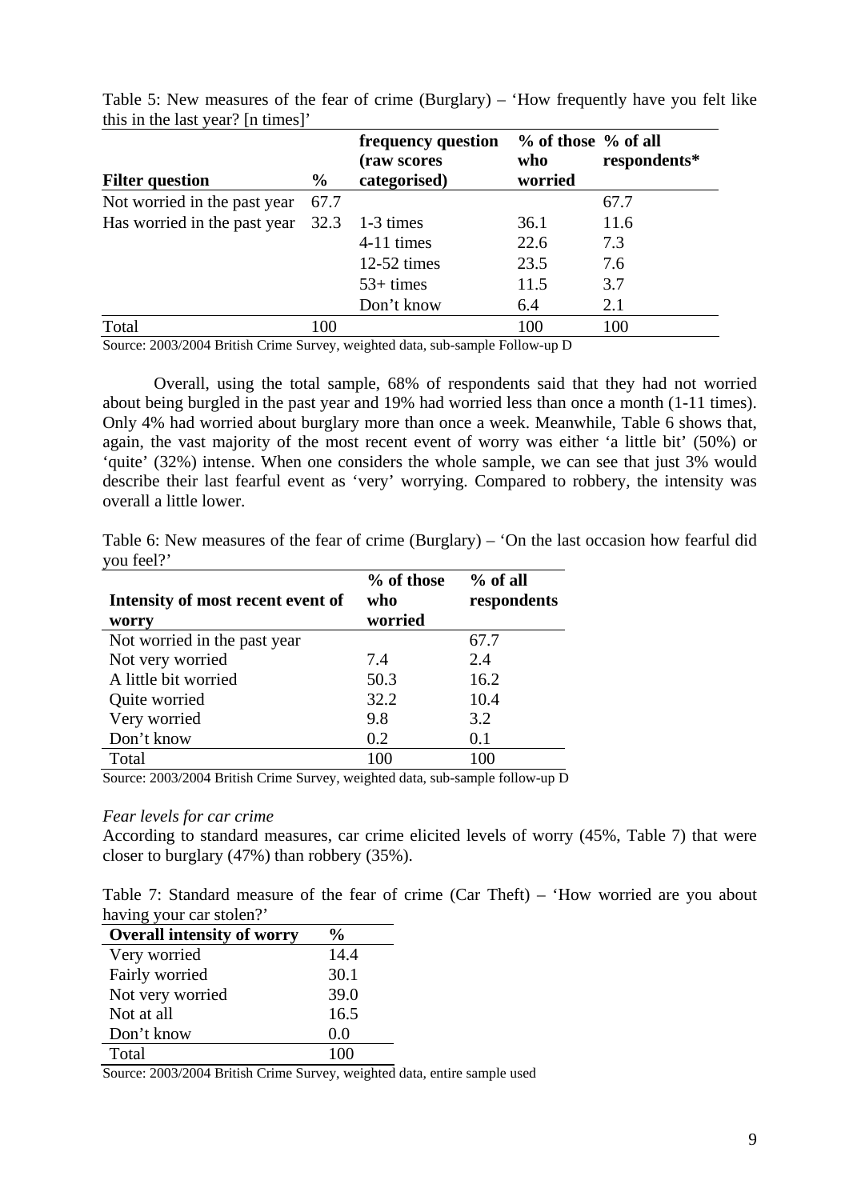Table 5: New measures of the fear of crime (Burglary) – 'How frequently have you felt like this in the last year? [n times]'

| Filter question | % | frequency question (raw scores categorised) | % of those who worried | % of all respondents* |
|---|---|---|---|---|
| Not worried in the past year | 67.7 | | | 67.7 |
| Has worried in the past year | 32.3 | 1-3 times | 36.1 | 11.6 |
| | | 4-11 times | 22.6 | 7.3 |
| | | 12-52 times | 23.5 | 7.6 |
| | | 53+ times | 11.5 | 3.7 |
| | | Don't know | 6.4 | 2.1 |
| Total | 100 | | 100 | 100 |

Source: 2003/2004 British Crime Survey, weighted data, sub-sample Follow-up D

Overall, using the total sample, 68% of respondents said that they had not worried about being burgled in the past year and 19% had worried less than once a month (1-11 times). Only 4% had worried about burglary more than once a week. Meanwhile, Table 6 shows that, again, the vast majority of the most recent event of worry was either 'a little bit' (50%) or 'quite' (32%) intense. When one considers the whole sample, we can see that just 3% would describe their last fearful event as 'very' worrying. Compared to robbery, the intensity was overall a little lower.

Table 6: New measures of the fear of crime (Burglary) – 'On the last occasion how fearful did you feel?'

| Intensity of most recent event of worry | % of those who worried | % of all respondents |
|---|---|---|
| Not worried in the past year | | 67.7 |
| Not very worried | 7.4 | 2.4 |
| A little bit worried | 50.3 | 16.2 |
| Quite worried | 32.2 | 10.4 |
| Very worried | 9.8 | 3.2 |
| Don't know | 0.2 | 0.1 |
| Total | 100 | 100 |

Source: 2003/2004 British Crime Survey, weighted data, sub-sample follow-up D

*Fear levels for car crime*

According to standard measures, car crime elicited levels of worry (45%, Table 7) that were closer to burglary (47%) than robbery (35%).

Table 7: Standard measure of the fear of crime (Car Theft) – 'How worried are you about having your car stolen?'

| Overall intensity of worry | % |
|---|---|
| Very worried | 14.4 |
| Fairly worried | 30.1 |
| Not very worried | 39.0 |
| Not at all | 16.5 |
| Don't know | 0.0 |
| Total | 100 |

Source: 2003/2004 British Crime Survey, weighted data, entire sample used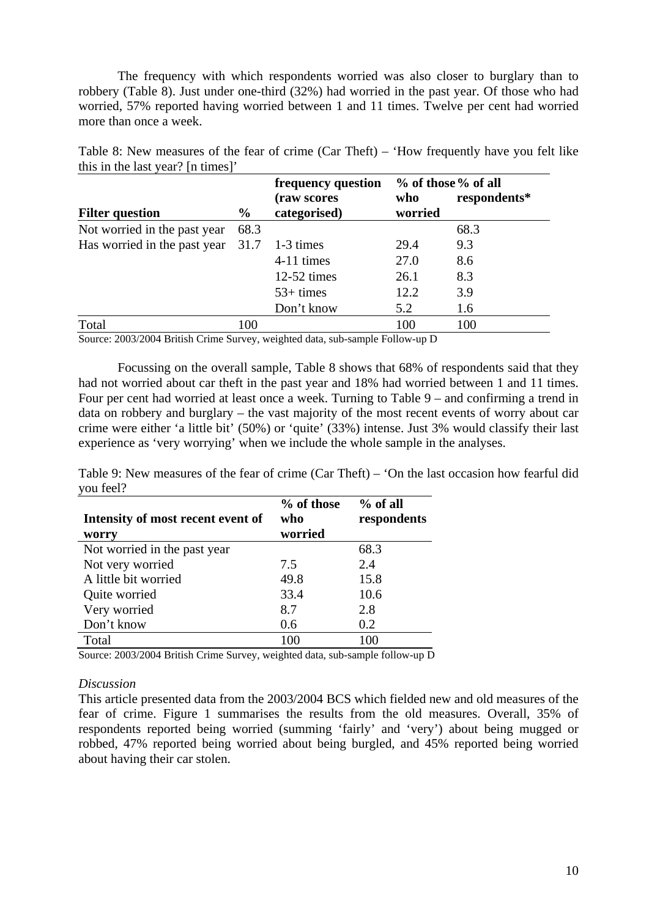The frequency with which respondents worried was also closer to burglary than to robbery (Table 8). Just under one-third (32%) had worried in the past year. Of those who had worried, 57% reported having worried between 1 and 11 times. Twelve per cent had worried more than once a week.

Table 8: New measures of the fear of crime (Car Theft) – 'How frequently have you felt like this in the last year? [n times]'

| Filter question | % | frequency question (raw scores categorised) | % of those who worried | % of all respondents* |
|---|---|---|---|---|
| Not worried in the past year | 68.3 | | | 68.3 |
| Has worried in the past year | 31.7 | 1-3 times | 29.4 | 9.3 |
| | | 4-11 times | 27.0 | 8.6 |
| | | 12-52 times | 26.1 | 8.3 |
| | | 53+ times | 12.2 | 3.9 |
| | | Don't know | 5.2 | 1.6 |
| Total | 100 | | 100 | 100 |

Source: 2003/2004 British Crime Survey, weighted data, sub-sample Follow-up D

Focussing on the overall sample, Table 8 shows that 68% of respondents said that they had not worried about car theft in the past year and 18% had worried between 1 and 11 times. Four per cent had worried at least once a week. Turning to Table 9 – and confirming a trend in data on robbery and burglary – the vast majority of the most recent events of worry about car crime were either 'a little bit' (50%) or 'quite' (33%) intense. Just 3% would classify their last experience as 'very worrying' when we include the whole sample in the analyses.

Table 9: New measures of the fear of crime (Car Theft) – 'On the last occasion how fearful did you feel?

| Intensity of most recent event of worry | % of those who worried | % of all respondents |
|---|---|---|
| Not worried in the past year | | 68.3 |
| Not very worried | 7.5 | 2.4 |
| A little bit worried | 49.8 | 15.8 |
| Quite worried | 33.4 | 10.6 |
| Very worried | 8.7 | 2.8 |
| Don't know | 0.6 | 0.2 |
| Total | 100 | 100 |

Source: 2003/2004 British Crime Survey, weighted data, sub-sample follow-up D

*Discussion*

This article presented data from the 2003/2004 BCS which fielded new and old measures of the fear of crime. Figure 1 summarises the results from the old measures. Overall, 35% of respondents reported being worried (summing 'fairly' and 'very') about being mugged or robbed, 47% reported being worried about being burgled, and 45% reported being worried about having their car stolen.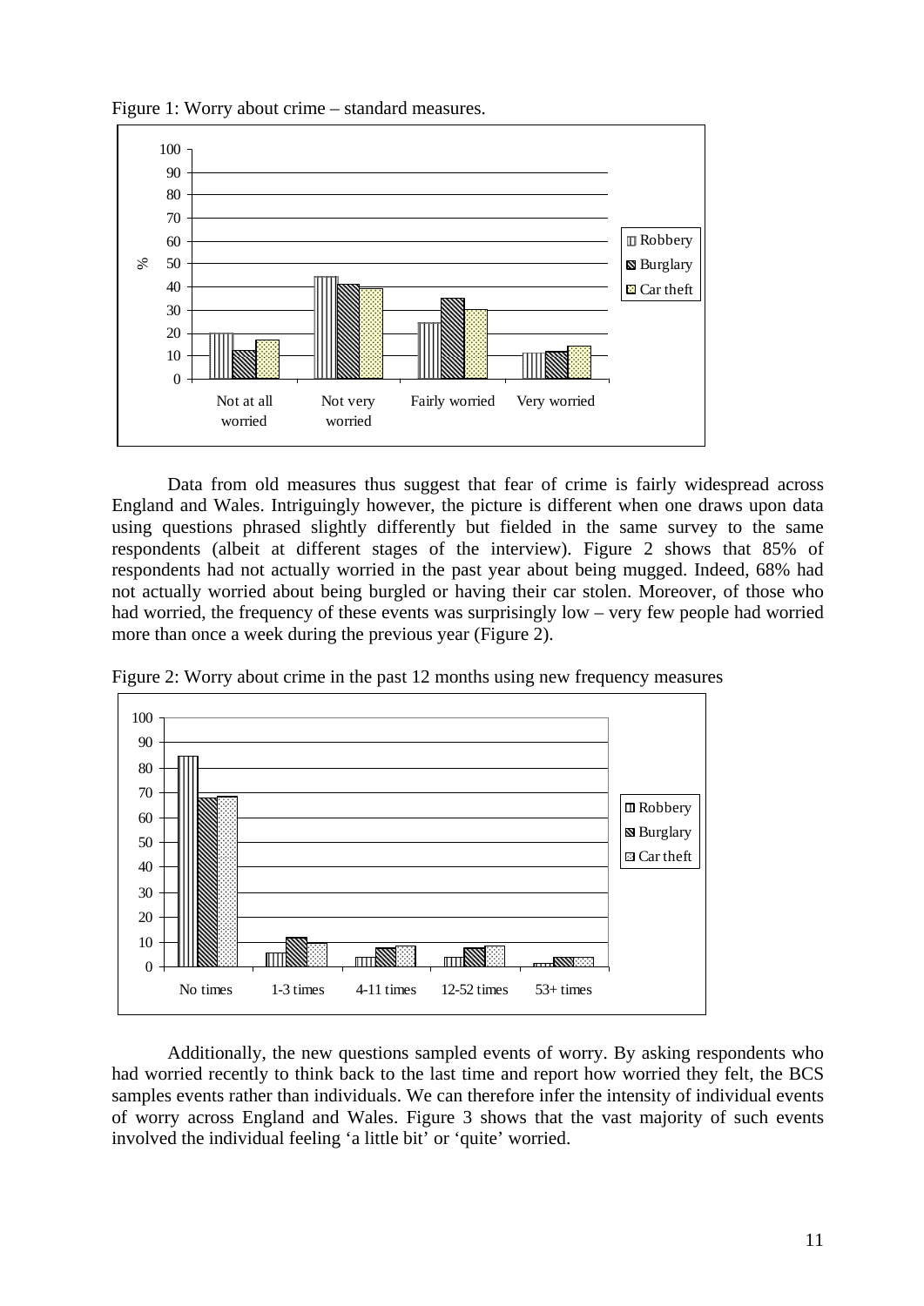Figure 1: Worry about crime – standard measures.

Data from old measures thus suggest that fear of crime is fairly widespread across England and Wales. Intriguingly however, the picture is different when one draws upon data using questions phrased slightly differently but fielded in the same survey to the same respondents (albeit at different stages of the interview). Figure 2 shows that 85% of respondents had not actually worried in the past year about being mugged. Indeed, 68% had not actually worried about being burgled or having their car stolen. Moreover, of those who had worried, the frequency of these events was surprisingly low – very few people had worried more than once a week during the previous year (Figure 2).

Figure 2: Worry about crime in the past 12 months using new frequency measures

Additionally, the new questions sampled events of worry. By asking respondents who had worried recently to think back to the last time and report how worried they felt, the BCS samples events rather than individuals. We can therefore infer the intensity of individual events of worry across England and Wales. Figure 3 shows that the vast majority of such events involved the individual feeling 'a little bit' or 'quite' worried.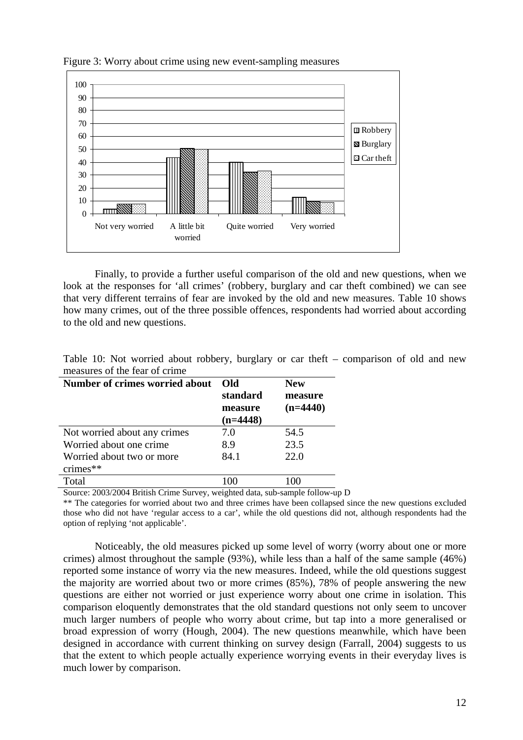Figure 3: Worry about crime using new event-sampling measures

Finally, to provide a further useful comparison of the old and new questions, when we look at the responses for 'all crimes' (robbery, burglary and car theft combined) we can see that very different terrains of fear are invoked by the old and new measures. Table 10 shows how many crimes, out of the three possible offences, respondents had worried about according to the old and new questions.

Table 10: Not worried about robbery, burglary or car theft – comparison of old and new measures of the fear of crime

| Number of crimes worried about | Old standard measure (n=4448) | New measure (n=4440) |
|---|---|---|
| Not worried about any crimes | 7.0 | 54.5 |
| Worried about one crime | 8.9 | 23.5 |
| Worried about two or more crimes** | 84.1 | 22.0 |
| Total | 100 | 100 |

Source: 2003/2004 British Crime Survey, weighted data, sub-sample follow-up D

** The categories for worried about two and three crimes have been collapsed since the new questions excluded those who did not have 'regular access to a car', while the old questions did not, although respondents had the option of replying 'not applicable'.

Noticeably, the old measures picked up some level of worry (worry about one or more crimes) almost throughout the sample (93%), while less than a half of the same sample (46%) reported some instance of worry via the new measures. Indeed, while the old questions suggest the majority are worried about two or more crimes (85%), 78% of people answering the new questions are either not worried or just experience worry about one crime in isolation. This comparison eloquently demonstrates that the old standard questions not only seem to uncover much larger numbers of people who worry about crime, but tap into a more generalised or broad expression of worry (Hough, 2004). The new questions meanwhile, which have been designed in accordance with current thinking on survey design (Farrall, 2004) suggests to us that the extent to which people actually experience worrying events in their everyday lives is much lower by comparison.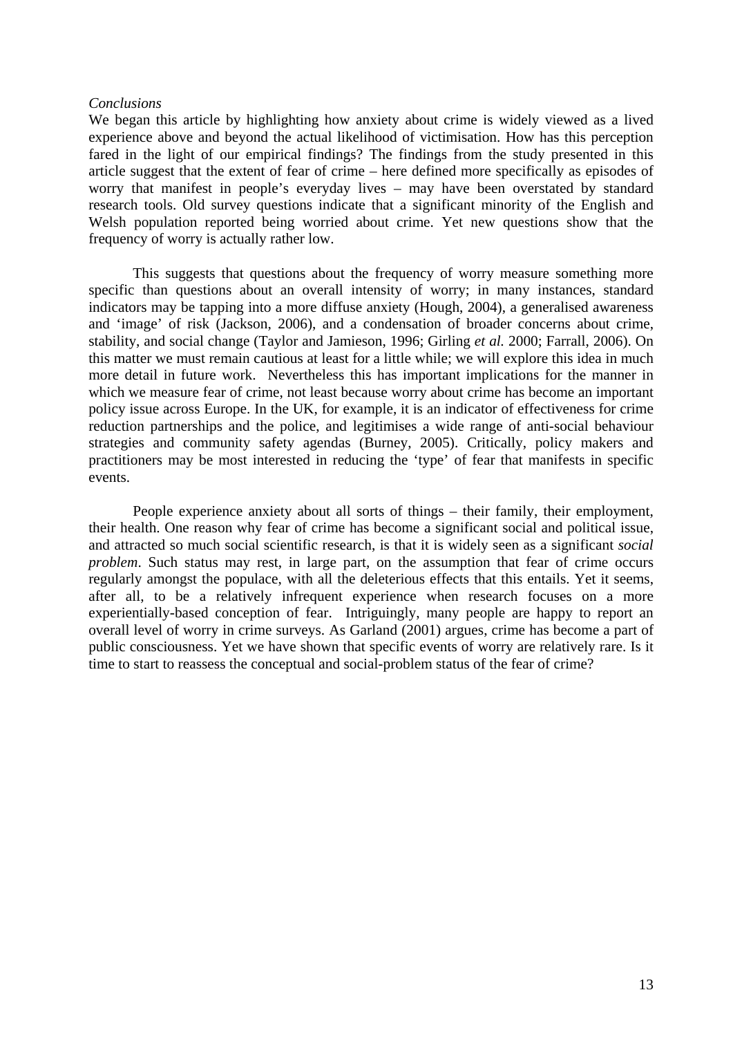*Conclusions*

We began this article by highlighting how anxiety about crime is widely viewed as a lived experience above and beyond the actual likelihood of victimisation. How has this perception fared in the light of our empirical findings? The findings from the study presented in this article suggest that the extent of fear of crime – here defined more specifically as episodes of worry that manifest in people's everyday lives – may have been overstated by standard research tools. Old survey questions indicate that a significant minority of the English and Welsh population reported being worried about crime. Yet new questions show that the frequency of worry is actually rather low.

This suggests that questions about the frequency of worry measure something more specific than questions about an overall intensity of worry; in many instances, standard indicators may be tapping into a more diffuse anxiety (Hough, 2004), a generalised awareness and 'image' of risk (Jackson, 2006), and a condensation of broader concerns about crime, stability, and social change (Taylor and Jamieson, 1996; Girling *et al.* 2000; Farrall, 2006). On this matter we must remain cautious at least for a little while; we will explore this idea in much more detail in future work. Nevertheless this has important implications for the manner in which we measure fear of crime, not least because worry about crime has become an important policy issue across Europe. In the UK, for example, it is an indicator of effectiveness for crime reduction partnerships and the police, and legitimises a wide range of anti-social behaviour strategies and community safety agendas (Burney, 2005). Critically, policy makers and practitioners may be most interested in reducing the 'type' of fear that manifests in specific events.

People experience anxiety about all sorts of things – their family, their employment, their health. One reason why fear of crime has become a significant social and political issue, and attracted so much social scientific research, is that it is widely seen as a significant *social problem*. Such status may rest, in large part, on the assumption that fear of crime occurs regularly amongst the populace, with all the deleterious effects that this entails. Yet it seems, after all, to be a relatively infrequent experience when research focuses on a more experientially-based conception of fear. Intriguingly, many people are happy to report an overall level of worry in crime surveys. As Garland (2001) argues, crime has become a part of public consciousness. Yet we have shown that specific events of worry are relatively rare. Is it time to start to reassess the conceptual and social-problem status of the fear of crime?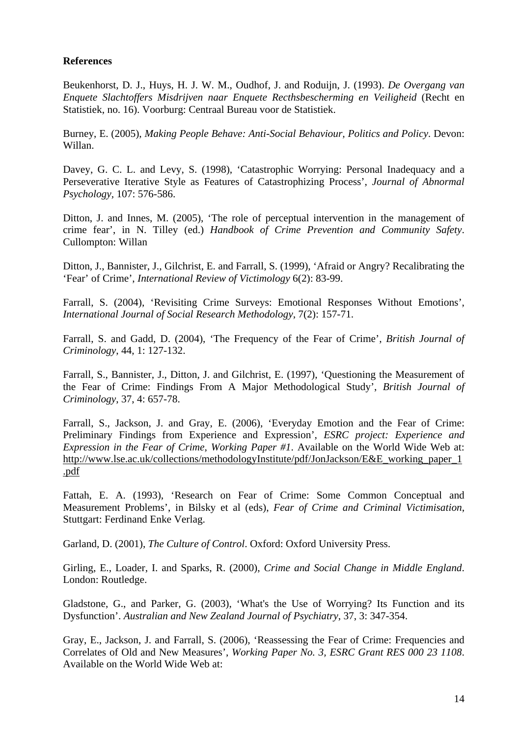**References**

Beukenhorst, D. J., Huys, H. J. W. M., Oudhof, J. and Roduijn, J. (1993). *De Overgang van Enquete Slachtoffers Misdrijven naar Enquete Recthsbescherming en Veiligheid* (Recht en Statistiek, no. 16). Voorburg: Centraal Bureau voor de Statistiek.

Burney, E. (2005), *Making People Behave: Anti-Social Behaviour, Politics and Policy*. Devon: Willan.

Davey, G. C. L. and Levy, S. (1998), 'Catastrophic Worrying: Personal Inadequacy and a Perseverative Iterative Style as Features of Catastrophizing Process', *Journal of Abnormal Psychology*, 107: 576-586.

Ditton, J. and Innes, M. (2005), 'The role of perceptual intervention in the management of crime fear', in N. Tilley (ed.) *Handbook of Crime Prevention and Community Safety*. Cullompton: Willan

Ditton, J., Bannister, J., Gilchrist, E. and Farrall, S. (1999), 'Afraid or Angry? Recalibrating the 'Fear' of Crime', *International Review of Victimology* 6(2): 83-99.

Farrall, S. (2004), 'Revisiting Crime Surveys: Emotional Responses Without Emotions', *International Journal of Social Research Methodology*, 7(2): 157-71.

Farrall, S. and Gadd, D. (2004), 'The Frequency of the Fear of Crime', *British Journal of Criminology*, 44, 1: 127-132.

Farrall, S., Bannister, J., Ditton, J. and Gilchrist, E. (1997), 'Questioning the Measurement of the Fear of Crime: Findings From A Major Methodological Study', *British Journal of Criminology*, 37, 4: 657-78.

Farrall, S., Jackson, J. and Gray, E. (2006), 'Everyday Emotion and the Fear of Crime: Preliminary Findings from Experience and Expression', *ESRC project: Experience and Expression in the Fear of Crime, Working Paper #1*. Available on the World Wide Web at: http://www.lse.ac.uk/collections/methodologyInstitute/pdf/JonJackson/E&E_working_paper_1.pdf

Fattah, E. A. (1993), 'Research on Fear of Crime: Some Common Conceptual and Measurement Problems', in Bilsky et al (eds), *Fear of Crime and Criminal Victimisation*, Stuttgart: Ferdinand Enke Verlag.

Garland, D. (2001), *The Culture of Control*. Oxford: Oxford University Press.

Girling, E., Loader, I. and Sparks, R. (2000), *Crime and Social Change in Middle England*. London: Routledge.

Gladstone, G., and Parker, G. (2003), 'What's the Use of Worrying? Its Function and its Dysfunction'. *Australian and New Zealand Journal of Psychiatry*, 37, 3: 347-354.

Gray, E., Jackson, J. and Farrall, S. (2006), 'Reassessing the Fear of Crime: Frequencies and Correlates of Old and New Measures', *Working Paper No. 3, ESRC Grant RES 000 23 1108*. Available on the World Wide Web at: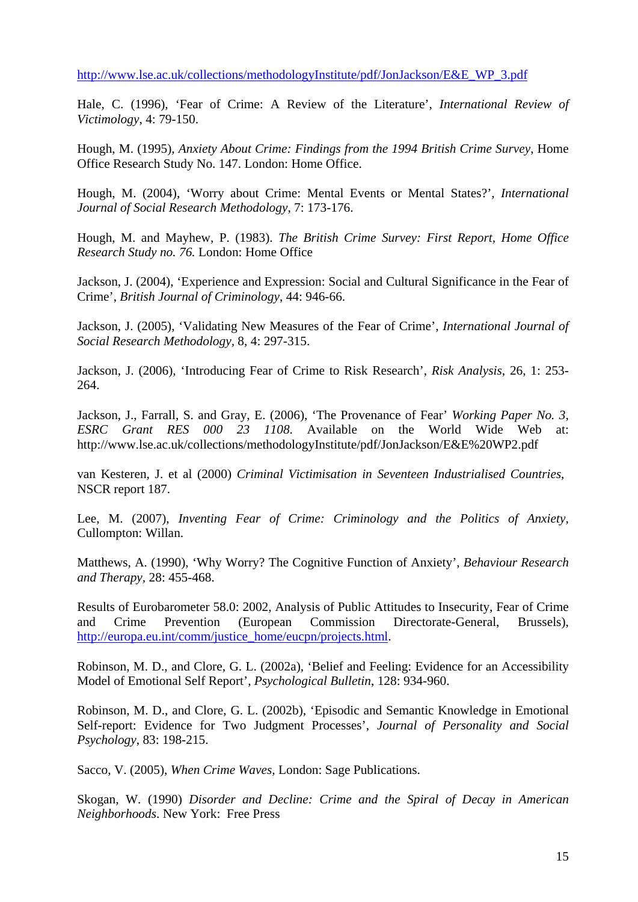http://www.lse.ac.uk/collections/methodologyInstitute/pdf/JonJackson/E&E_WP_3.pdf

Hale, C. (1996), 'Fear of Crime: A Review of the Literature', *International Review of Victimology*, 4: 79-150.

Hough, M. (1995), *Anxiety About Crime: Findings from the 1994 British Crime Survey*, Home Office Research Study No. 147. London: Home Office.

Hough, M. (2004), 'Worry about Crime: Mental Events or Mental States?', *International Journal of Social Research Methodology*, 7: 173-176.

Hough, M. and Mayhew, P. (1983). *The British Crime Survey: First Report, Home Office Research Study no. 76.* London: Home Office

Jackson, J. (2004), 'Experience and Expression: Social and Cultural Significance in the Fear of Crime', *British Journal of Criminology*, 44: 946-66.

Jackson, J. (2005), 'Validating New Measures of the Fear of Crime', *International Journal of Social Research Methodology*, 8, 4: 297-315.

Jackson, J. (2006), 'Introducing Fear of Crime to Risk Research', *Risk Analysis*, 26, 1: 253-264.

Jackson, J., Farrall, S. and Gray, E. (2006), 'The Provenance of Fear' *Working Paper No. 3, ESRC Grant RES 000 23 1108.* Available on the World Wide Web at: http://www.lse.ac.uk/collections/methodologyInstitute/pdf/JonJackson/E&E%20WP2.pdf

van Kesteren, J. et al (2000) *Criminal Victimisation in Seventeen Industrialised Countries*, NSCR report 187.

Lee, M. (2007), *Inventing Fear of Crime: Criminology and the Politics of Anxiety*, Cullompton: Willan.

Matthews, A. (1990), 'Why Worry? The Cognitive Function of Anxiety', *Behaviour Research and Therapy*, 28: 455-468.

Results of Eurobarometer 58.0: 2002, Analysis of Public Attitudes to Insecurity, Fear of Crime and Crime Prevention (European Commission Directorate-General, Brussels), http://europa.eu.int/comm/justice_home/eucpn/projects.html.

Robinson, M. D., and Clore, G. L. (2002a), 'Belief and Feeling: Evidence for an Accessibility Model of Emotional Self Report', *Psychological Bulletin*, 128: 934-960.

Robinson, M. D., and Clore, G. L. (2002b), 'Episodic and Semantic Knowledge in Emotional Self-report: Evidence for Two Judgment Processes', *Journal of Personality and Social Psychology*, 83: 198-215.

Sacco, V. (2005), *When Crime Waves*, London: Sage Publications.

Skogan, W. (1990) *Disorder and Decline: Crime and the Spiral of Decay in American Neighborhoods*. New York: Free Press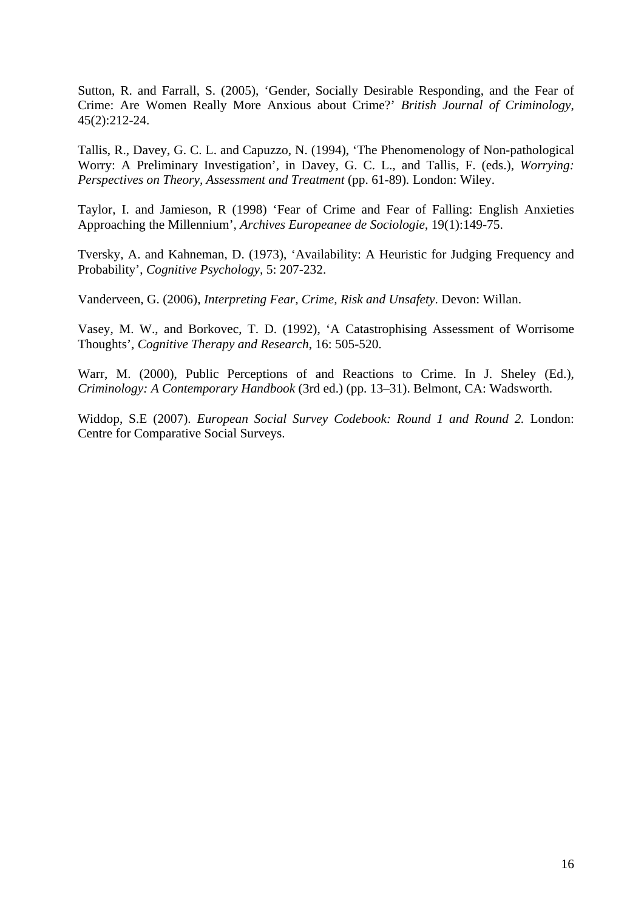Sutton, R. and Farrall, S. (2005), 'Gender, Socially Desirable Responding, and the Fear of Crime: Are Women Really More Anxious about Crime?' *British Journal of Criminology*, 45(2):212-24.

Tallis, R., Davey, G. C. L. and Capuzzo, N. (1994), 'The Phenomenology of Non-pathological Worry: A Preliminary Investigation', in Davey, G. C. L., and Tallis, F. (eds.), *Worrying: Perspectives on Theory, Assessment and Treatment* (pp. 61-89). London: Wiley.

Taylor, I. and Jamieson, R (1998) 'Fear of Crime and Fear of Falling: English Anxieties Approaching the Millennium', *Archives Europeanee de Sociologie*, 19(1):149-75.

Tversky, A. and Kahneman, D. (1973), 'Availability: A Heuristic for Judging Frequency and Probability', *Cognitive Psychology*, 5: 207-232.

Vanderveen, G. (2006), *Interpreting Fear, Crime, Risk and Unsafety*. Devon: Willan.

Vasey, M. W., and Borkovec, T. D. (1992), 'A Catastrophising Assessment of Worrisome Thoughts', *Cognitive Therapy and Research*, 16: 505-520.

Warr, M. (2000), Public Perceptions of and Reactions to Crime. In J. Sheley (Ed.), *Criminology: A Contemporary Handbook* (3rd ed.) (pp. 13–31). Belmont, CA: Wadsworth.

Widdop, S.E (2007). *European Social Survey Codebook: Round 1 and Round 2.* London: Centre for Comparative Social Surveys.